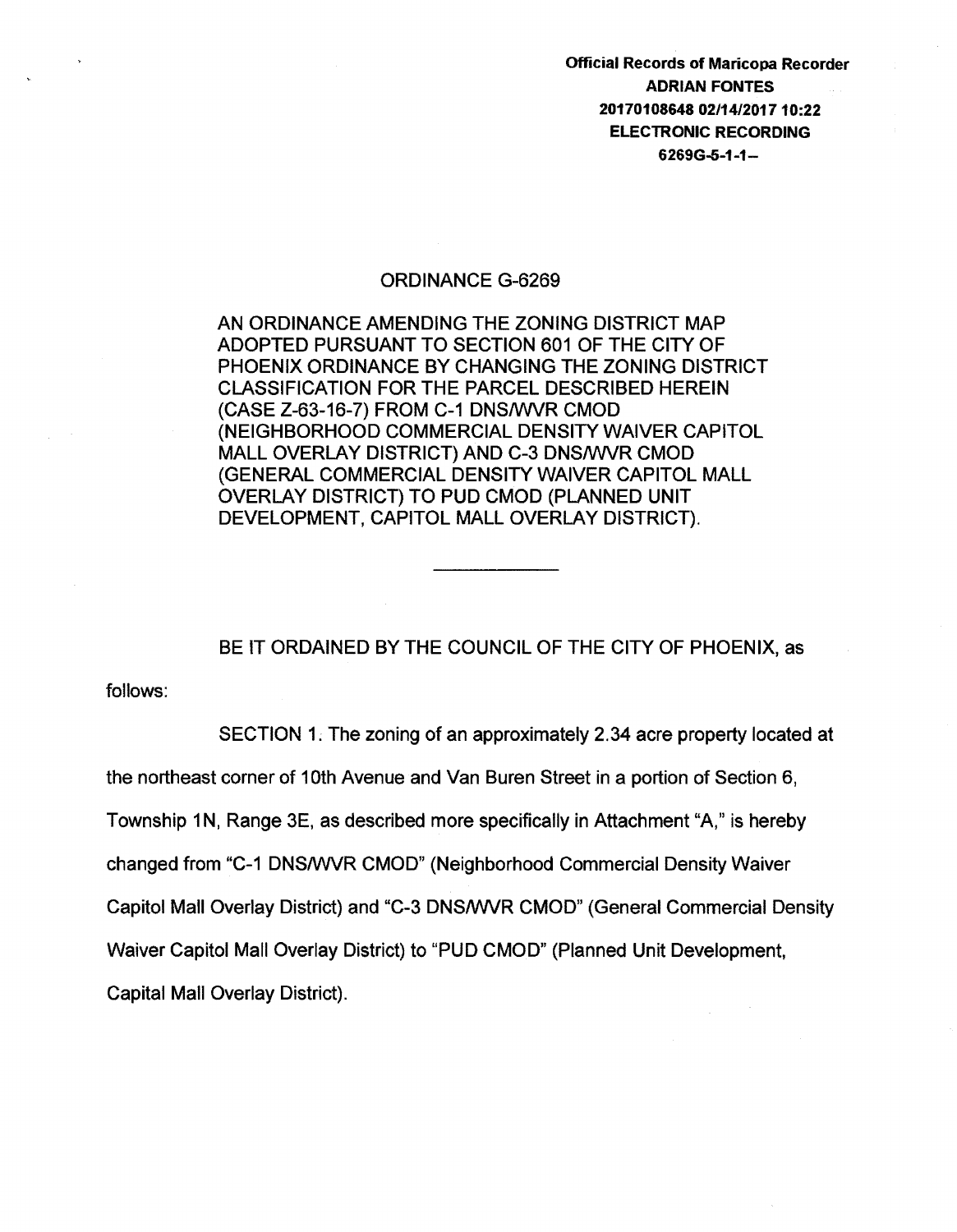Official Records of Maricopa Recorder
ADRIAN FONTES
20170108648 02/14/2017 10:22
ELECTRONIC RECORDING
6269G-5-1-1--

# ORDINANCE G-6269

AN ORDINANCE AMENDING THE ZONING DISTRICT MAP ADOPTED PURSUANT TO SECTION 601 OF THE CITY OF PHOENIX ORDINANCE BY CHANGING THE ZONING DISTRICT CLASSIFICATION FOR THE PARCEL DESCRIBED HEREIN (CASE Z-63-16-7) FROM C-1 DNS/WVR CMOD (NEIGHBORHOOD COMMERCIAL DENSITY WAIVER CAPITOL MALL OVERLAY DISTRICT) AND C-3 DNS/WVR CMOD (GENERAL COMMERCIAL DENSITY WAIVER CAPITOL MALL OVERLAY DISTRICT) TO PUD CMOD (PLANNED UNIT DEVELOPMENT, CAPITOL MALL OVERLAY DISTRICT).

---

BE IT ORDAINED BY THE COUNCIL OF THE CITY OF PHOENIX, as follows:

SECTION 1. The zoning of an approximately 2.34 acre property located at the northeast corner of 10th Avenue and Van Buren Street in a portion of Section 6, Township 1N, Range 3E, as described more specifically in Attachment "A," is hereby changed from "C-1 DNS/WVR CMOD" (Neighborhood Commercial Density Waiver Capitol Mall Overlay District) and "C-3 DNS/WVR CMOD" (General Commercial Density Waiver Capitol Mall Overlay District) to "PUD CMOD" (Planned Unit Development, Capital Mall Overlay District).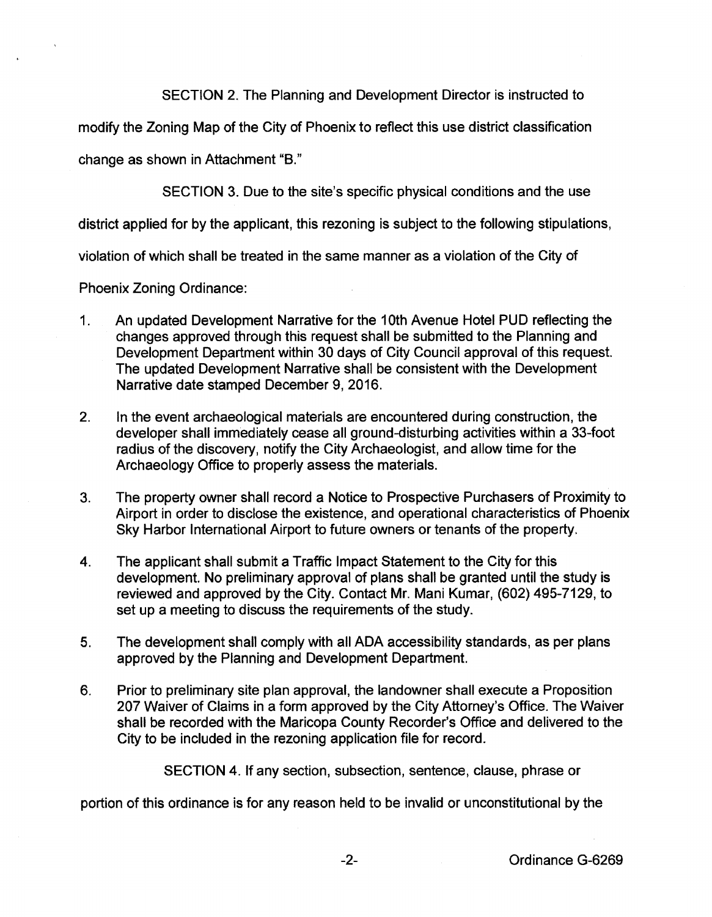SECTION 2. The Planning and Development Director is instructed to modify the Zoning Map of the City of Phoenix to reflect this use district classification change as shown in Attachment "B."

SECTION 3. Due to the site's specific physical conditions and the use district applied for by the applicant, this rezoning is subject to the following stipulations, violation of which shall be treated in the same manner as a violation of the City of Phoenix Zoning Ordinance:

1. An updated Development Narrative for the 10th Avenue Hotel PUD reflecting the changes approved through this request shall be submitted to the Planning and Development Department within 30 days of City Council approval of this request. The updated Development Narrative shall be consistent with the Development Narrative date stamped December 9, 2016.

2. In the event archaeological materials are encountered during construction, the developer shall immediately cease all ground-disturbing activities within a 33-foot radius of the discovery, notify the City Archaeologist, and allow time for the Archaeology Office to properly assess the materials.

3. The property owner shall record a Notice to Prospective Purchasers of Proximity to Airport in order to disclose the existence, and operational characteristics of Phoenix Sky Harbor International Airport to future owners or tenants of the property.

4. The applicant shall submit a Traffic Impact Statement to the City for this development. No preliminary approval of plans shall be granted until the study is reviewed and approved by the City. Contact Mr. Mani Kumar, (602) 495-7129, to set up a meeting to discuss the requirements of the study.

5. The development shall comply with all ADA accessibility standards, as per plans approved by the Planning and Development Department.

6. Prior to preliminary site plan approval, the landowner shall execute a Proposition 207 Waiver of Claims in a form approved by the City Attorney's Office. The Waiver shall be recorded with the Maricopa County Recorder's Office and delivered to the City to be included in the rezoning application file for record.

SECTION 4. If any section, subsection, sentence, clause, phrase or portion of this ordinance is for any reason held to be invalid or unconstitutional by the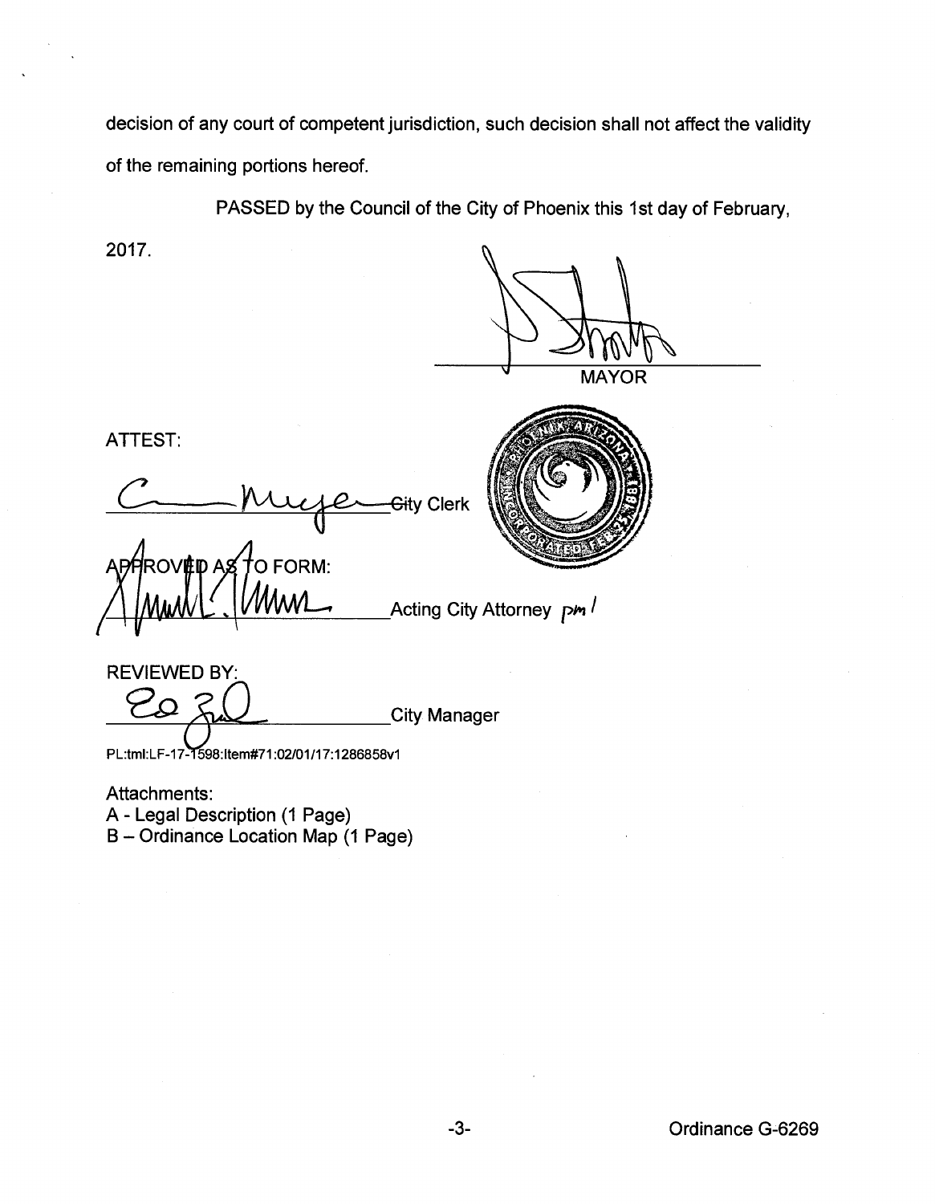decision of any court of competent jurisdiction, such decision shall not affect the validity of the remaining portions hereof.

PASSED by the Council of the City of Phoenix this 1st day of February, 2017.

MAYOR

ATTEST:

City Clerk

APPROVED AS TO FORM:

Acting City Attorney pm /

REVIEWED BY:

City Manager

PL:tml:LF-17-1598:Item#71:02/01/17:1286858v1

Attachments:
A - Legal Description (1 Page)
B – Ordinance Location Map (1 Page)

Ordinance G-6269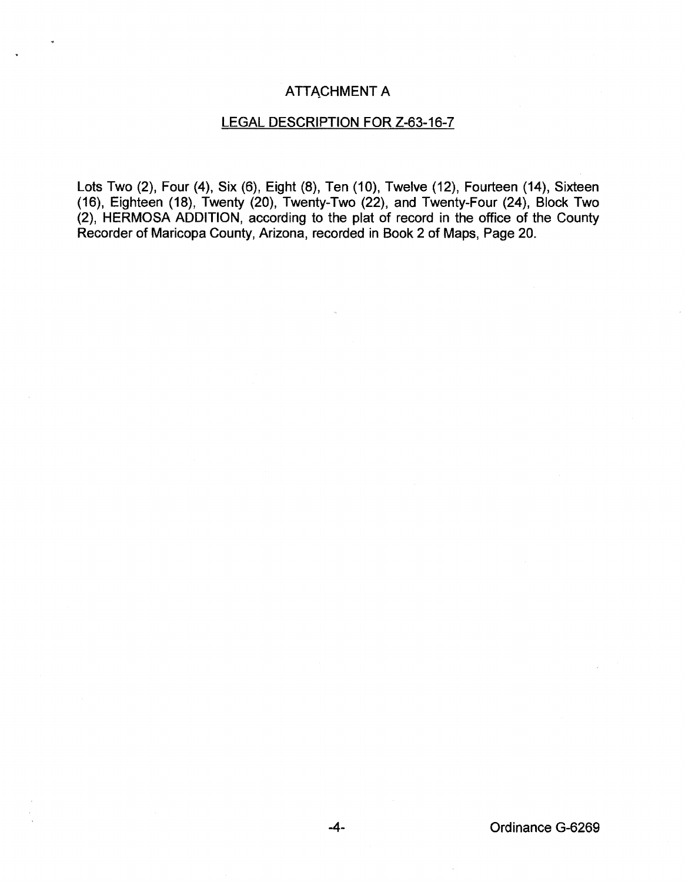# ATTACHMENT A

## LEGAL DESCRIPTION FOR Z-63-16-7

Lots Two (2), Four (4), Six (6), Eight (8), Ten (10), Twelve (12), Fourteen (14), Sixteen (16), Eighteen (18), Twenty (20), Twenty-Two (22), and Twenty-Four (24), Block Two (2), HERMOSA ADDITION, according to the plat of record in the office of the County Recorder of Maricopa County, Arizona, recorded in Book 2 of Maps, Page 20.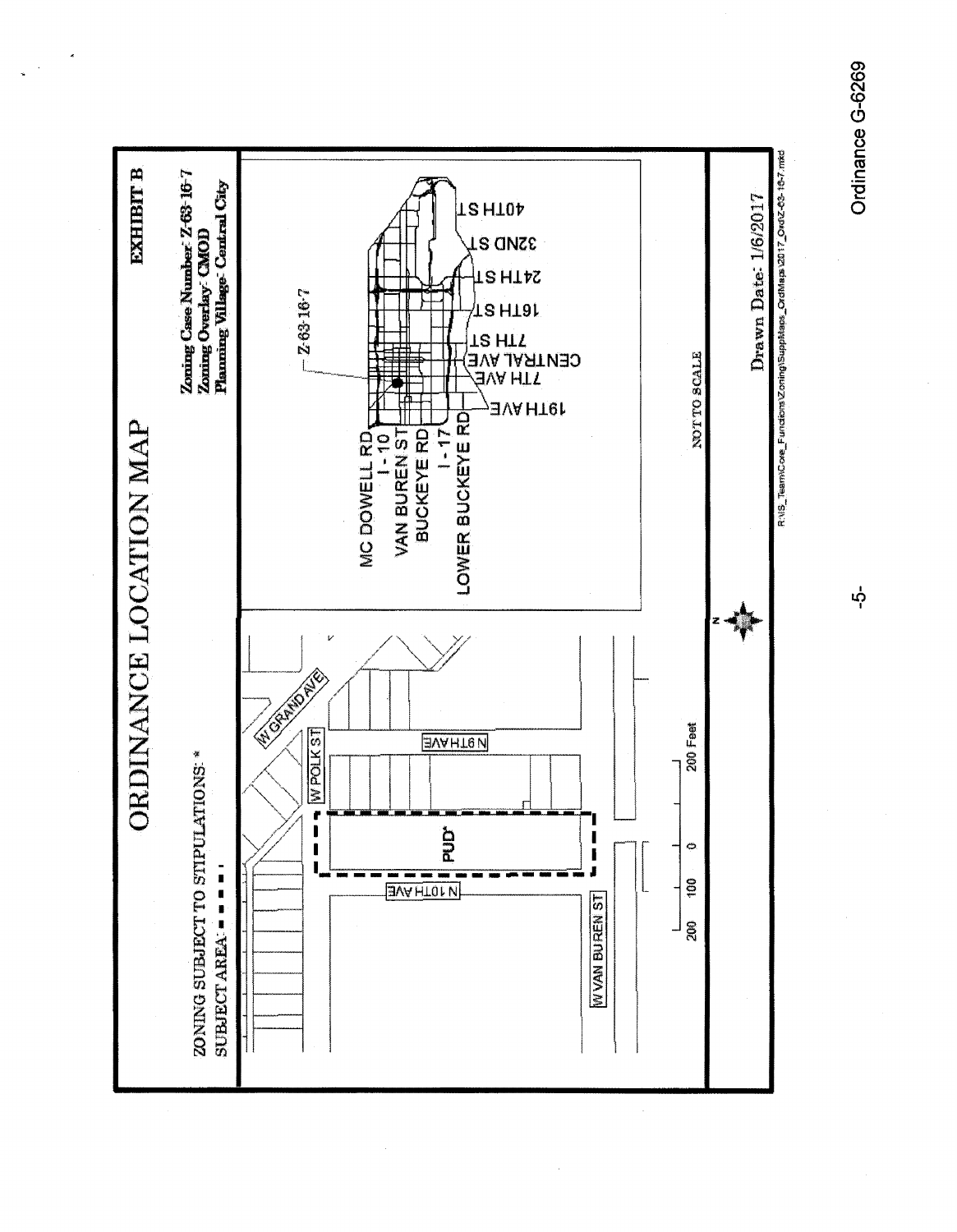# ORDINANCE LOCATION MAP

**EXHIBIT B**

ZONING SUBJECT TO STIPULATIONS: *

SUBJECT AREA: - - - - -

**Zoning Case Number: Z-63-16-7**
**Zoning Overlay: CMOD**
**Planning Village: Central City**

W GRANDAVE

W POLK ST

N 9TH AVE

N 10TH AVE

PUD*

W VAN BUREN ST

200 100 0 200 Feet

Z-63-16-7

MC DOWELL RD
I - 10
VAN BUREN ST
BUCKEYE RD
I - 17
LOWER BUCKEYE RD

19TH AVE
7TH AVE
CENTRAL AVE
7TH ST
16TH ST
24TH ST
32ND ST
40TH ST

NOT TO SCALE

N

Drawn Date: 1/6/2017

R:\IS_Team\Core_Functions\Zoning\SuppMaps_OrdMaps\2017_Ord\Z-63-16-7.mxd

Ordinance G-6269